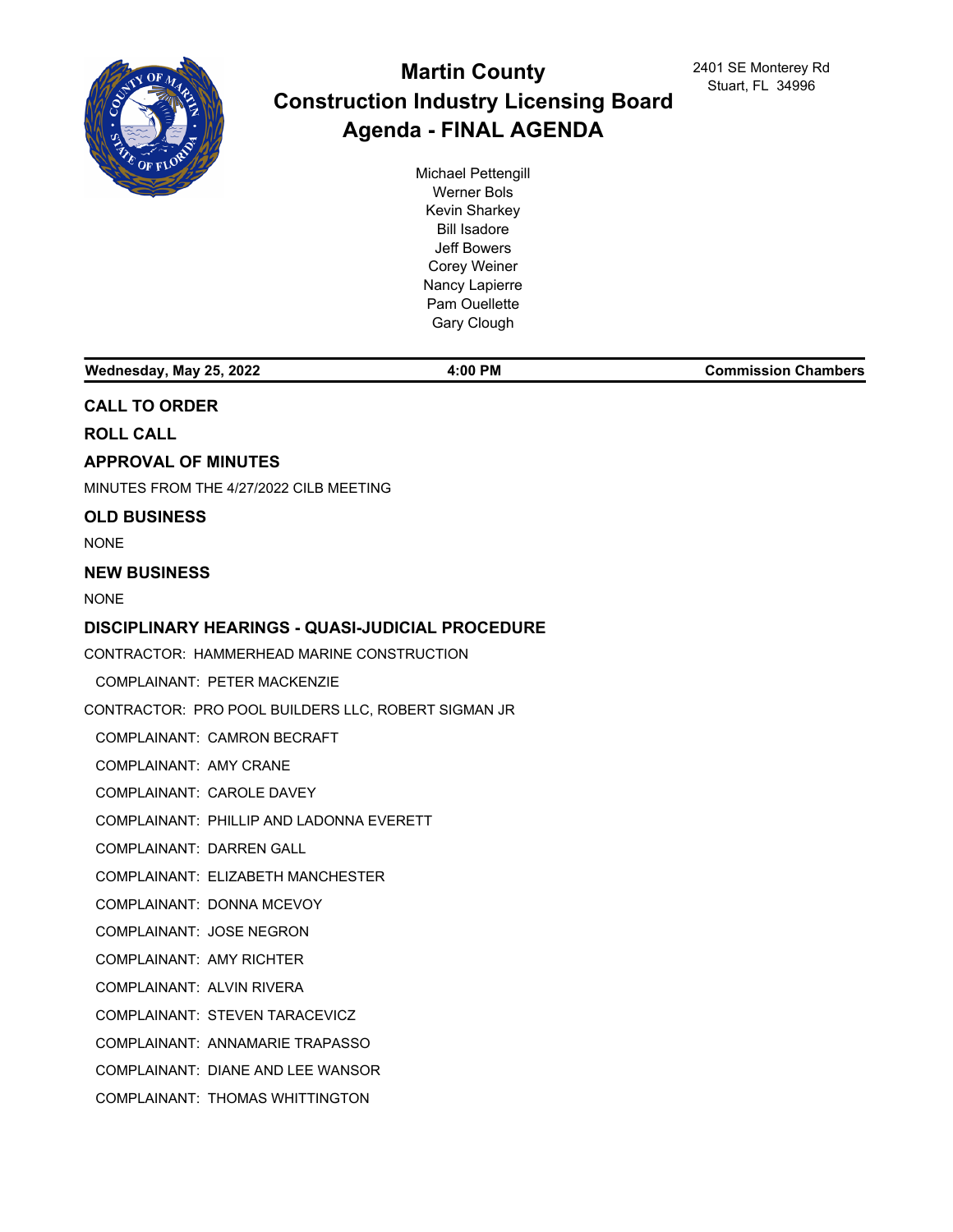# Martin County Construction Industry Licensing Board Agenda - FINAL AGENDA

2401 SE Monterey Rd
Stuart, FL 34996

Michael Pettengill
Werner Bols
Kevin Sharkey
Bill Isadore
Jeff Bowers
Corey Weiner
Nancy Lapierre
Pam Ouellette
Gary Clough

**Wednesday, May 25, 2022** | **4:00 PM** | **Commission Chambers**

## CALL TO ORDER

## ROLL CALL

## APPROVAL OF MINUTES

MINUTES FROM THE 4/27/2022 CILB MEETING

## OLD BUSINESS

NONE

## NEW BUSINESS

NONE

## DISCIPLINARY HEARINGS - QUASI-JUDICIAL PROCEDURE

CONTRACTOR: HAMMERHEAD MARINE CONSTRUCTION

- COMPLAINANT: PETER MACKENZIE

CONTRACTOR: PRO POOL BUILDERS LLC, ROBERT SIGMAN JR

- COMPLAINANT: CAMRON BECRAFT
- COMPLAINANT: AMY CRANE
- COMPLAINANT: CAROLE DAVEY
- COMPLAINANT: PHILLIP AND LADONNA EVERETT
- COMPLAINANT: DARREN GALL
- COMPLAINANT: ELIZABETH MANCHESTER
- COMPLAINANT: DONNA MCEVOY
- COMPLAINANT: JOSE NEGRON
- COMPLAINANT: AMY RICHTER
- COMPLAINANT: ALVIN RIVERA
- COMPLAINANT: STEVEN TARACEVICZ
- COMPLAINANT: ANNAMARIE TRAPASSO
- COMPLAINANT: DIANE AND LEE WANSOR
- COMPLAINANT: THOMAS WHITTINGTON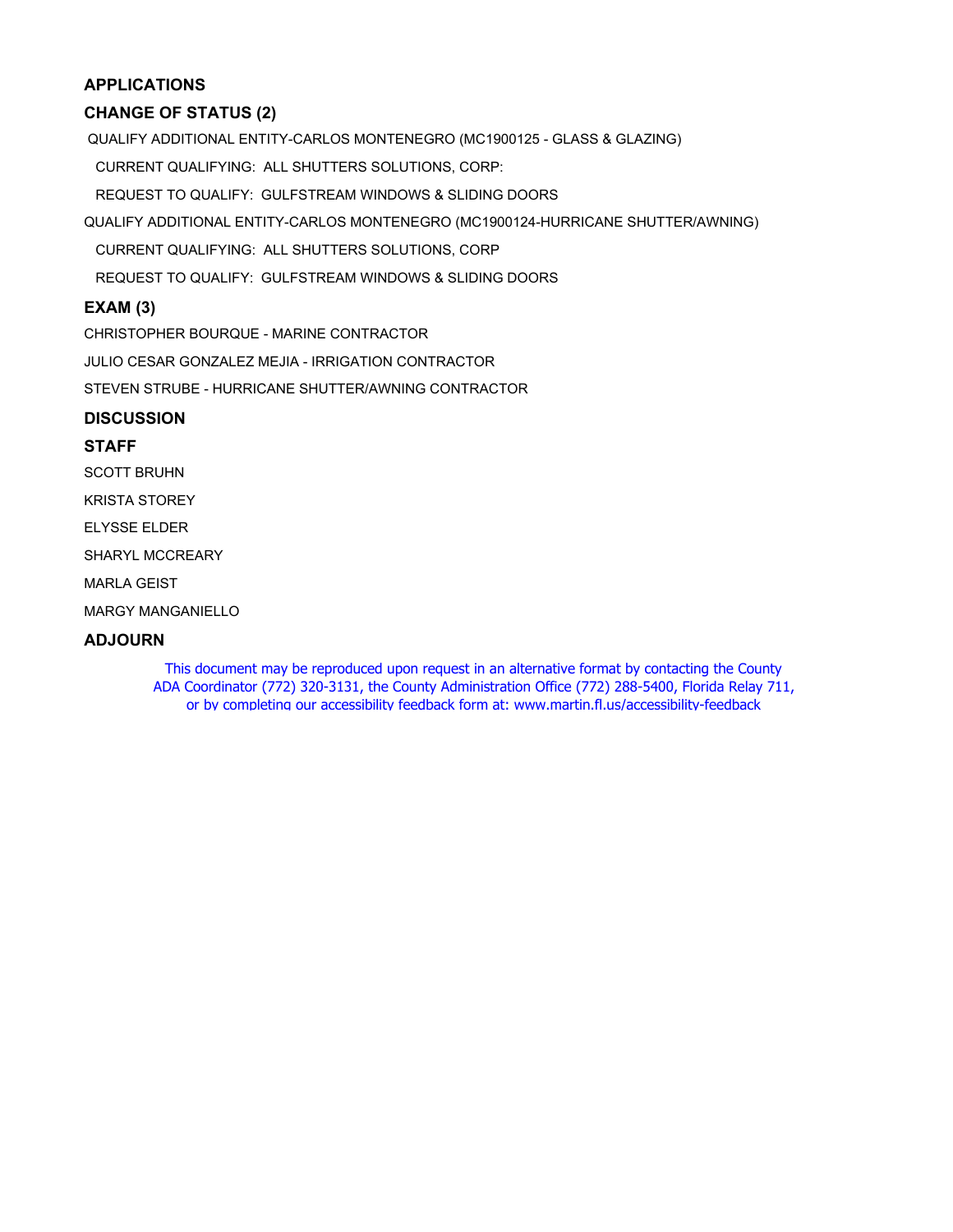## APPLICATIONS

### CHANGE OF STATUS (2)

QUALIFY ADDITIONAL ENTITY-CARLOS MONTENEGRO (MC1900125 - GLASS & GLAZING)

CURRENT QUALIFYING: ALL SHUTTERS SOLUTIONS, CORP:

REQUEST TO QUALIFY: GULFSTREAM WINDOWS & SLIDING DOORS

QUALIFY ADDITIONAL ENTITY-CARLOS MONTENEGRO (MC1900124-HURRICANE SHUTTER/AWNING)

CURRENT QUALIFYING: ALL SHUTTERS SOLUTIONS, CORP

REQUEST TO QUALIFY: GULFSTREAM WINDOWS & SLIDING DOORS

### EXAM (3)

CHRISTOPHER BOURQUE - MARINE CONTRACTOR

JULIO CESAR GONZALEZ MEJIA - IRRIGATION CONTRACTOR

STEVEN STRUBE - HURRICANE SHUTTER/AWNING CONTRACTOR

## DISCUSSION

### STAFF

SCOTT BRUHN

KRISTA STOREY

ELYSSE ELDER

SHARYL MCCREARY

MARLA GEIST

MARGY MANGANIELLO

## ADJOURN

This document may be reproduced upon request in an alternative format by contacting the County ADA Coordinator (772) 320-3131, the County Administration Office (772) 288-5400, Florida Relay 711, or by completing our accessibility feedback form at: www.martin.fl.us/accessibility-feedback